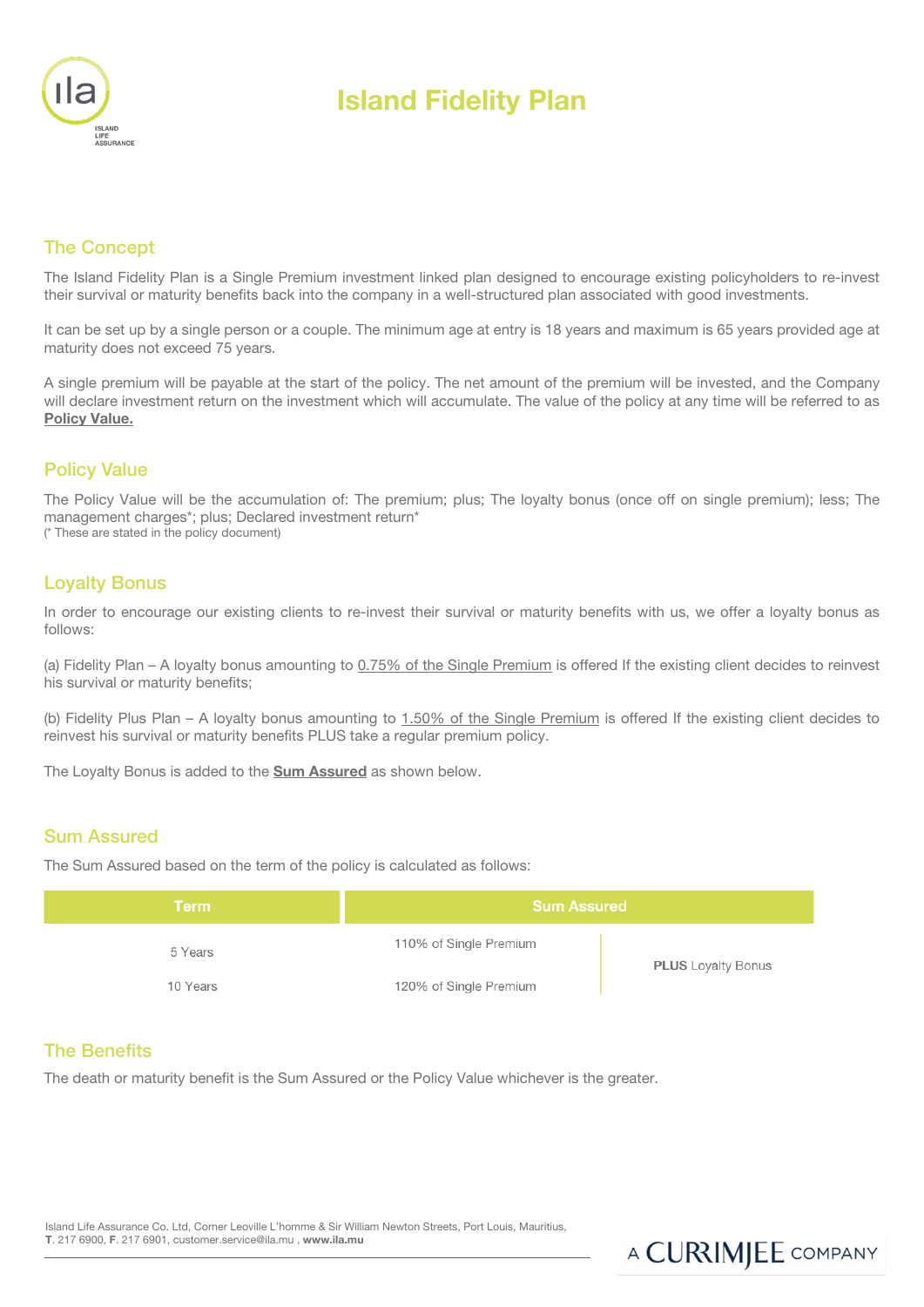# Island Fidelity Plan

## The Concept

The Island Fidelity Plan is a Single Premium investment linked plan designed to encourage existing policyholders to re-invest their survival or maturity benefits back into the company in a well-structured plan associated with good investments.

It can be set up by a single person or a couple. The minimum age at entry is 18 years and maximum is 65 years provided age at maturity does not exceed 75 years.

A single premium will be payable at the start of the policy. The net amount of the premium will be invested, and the Company will declare investment return on the investment which will accumulate. The value of the policy at any time will be referred to as **Policy Value.**

## Policy Value

The Policy Value will be the accumulation of: The premium; plus; The loyalty bonus (once off on single premium); less; The management charges*; plus; Declared investment return*

(* These are stated in the policy document)

## Loyalty Bonus

In order to encourage our existing clients to re-invest their survival or maturity benefits with us, we offer a loyalty bonus as follows:

(a) Fidelity Plan – A loyalty bonus amounting to 0.75% of the Single Premium is offered If the existing client decides to reinvest his survival or maturity benefits;

(b) Fidelity Plus Plan – A loyalty bonus amounting to 1.50% of the Single Premium is offered If the existing client decides to reinvest his survival or maturity benefits PLUS take a regular premium policy.

The Loyalty Bonus is added to the **Sum Assured** as shown below.

## Sum Assured

The Sum Assured based on the term of the policy is calculated as follows:

| Term | Sum Assured | |
|---|---|---|
| 5 Years | 110% of Single Premium | **PLUS** Loyalty Bonus |
| 10 Years | 120% of Single Premium | |

## The Benefits

The death or maturity benefit is the Sum Assured or the Policy Value whichever is the greater.

Island Life Assurance Co. Ltd, Corner Leoville L'homme & Sir William Newton Streets, Port Louis, Mauritius,
**T**. 217 6900, **F**. 217 6901, customer.service@ila.mu , **www.ila.mu**

A CURRIMJEE COMPANY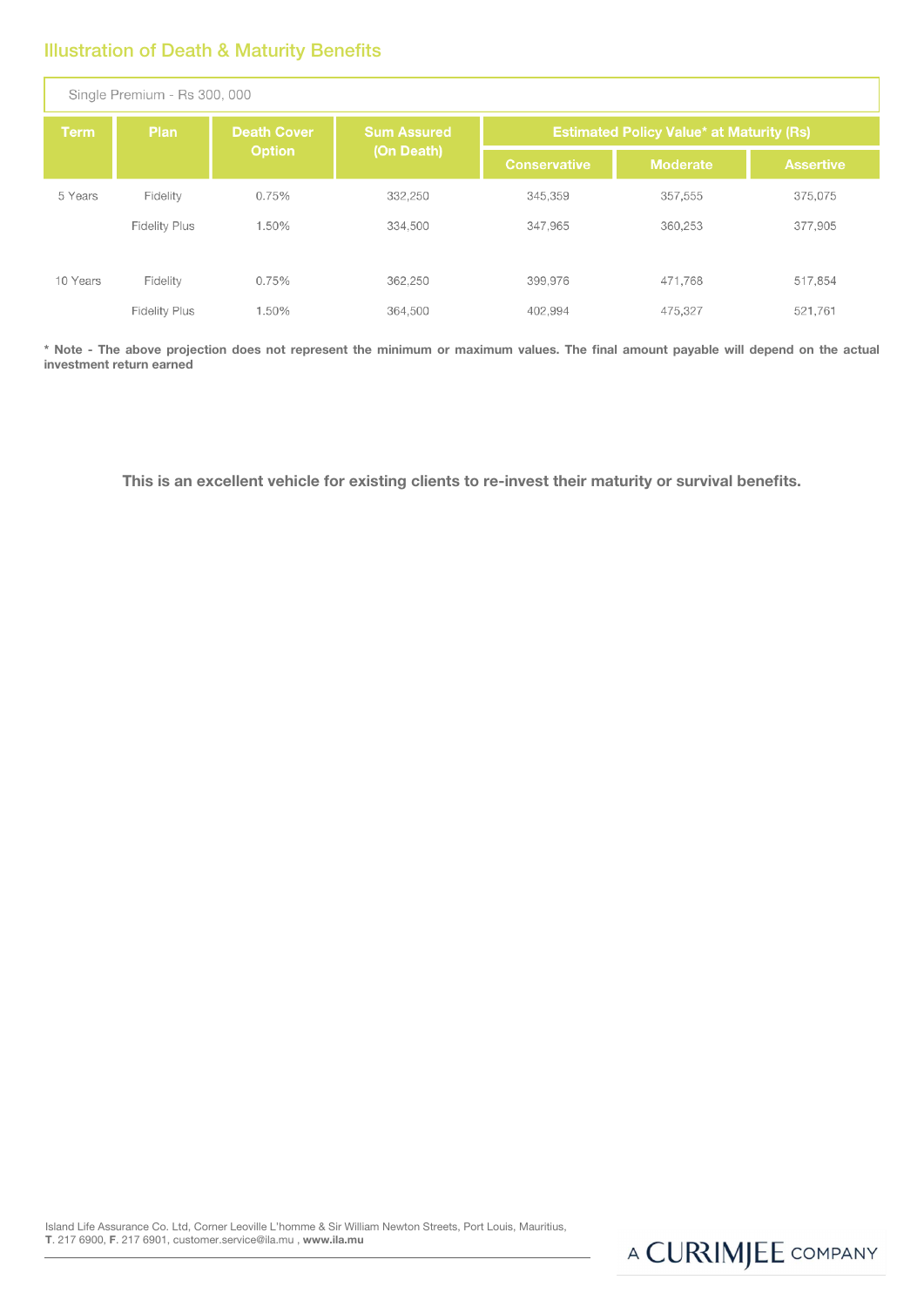## Illustration of Death & Maturity Benefits

| Single Premium - Rs 300, 000 | | | | | | |
|---|---|---|---|---|---|---|
| **Term** | **Plan** | **Death Cover Option** | **Sum Assured (On Death)** | **Estimated Policy Value* at Maturity (Rs)** | | |
| | | | | **Conservative** | **Moderate** | **Assertive** |
| 5 Years | Fidelity | 0.75% | 332,250 | 345,359 | 357,555 | 375,075 |
| | Fidelity Plus | 1.50% | 334,500 | 347,965 | 360,253 | 377,905 |
| 10 Years | Fidelity | 0.75% | 362,250 | 399,976 | 471,768 | 517,854 |
| | Fidelity Plus | 1.50% | 364,500 | 402,994 | 475,327 | 521,761 |

**\* Note - The above projection does not represent the minimum or maximum values. The final amount payable will depend on the actual investment return earned**

**This is an excellent vehicle for existing clients to re-invest their maturity or survival benefits.**

Island Life Assurance Co. Ltd, Corner Leoville L'homme & Sir William Newton Streets, Port Louis, Mauritius,
**T**. 217 6900, **F**. 217 6901, customer.service@ila.mu , **www.ila.mu**

A CURRIMJEE COMPANY